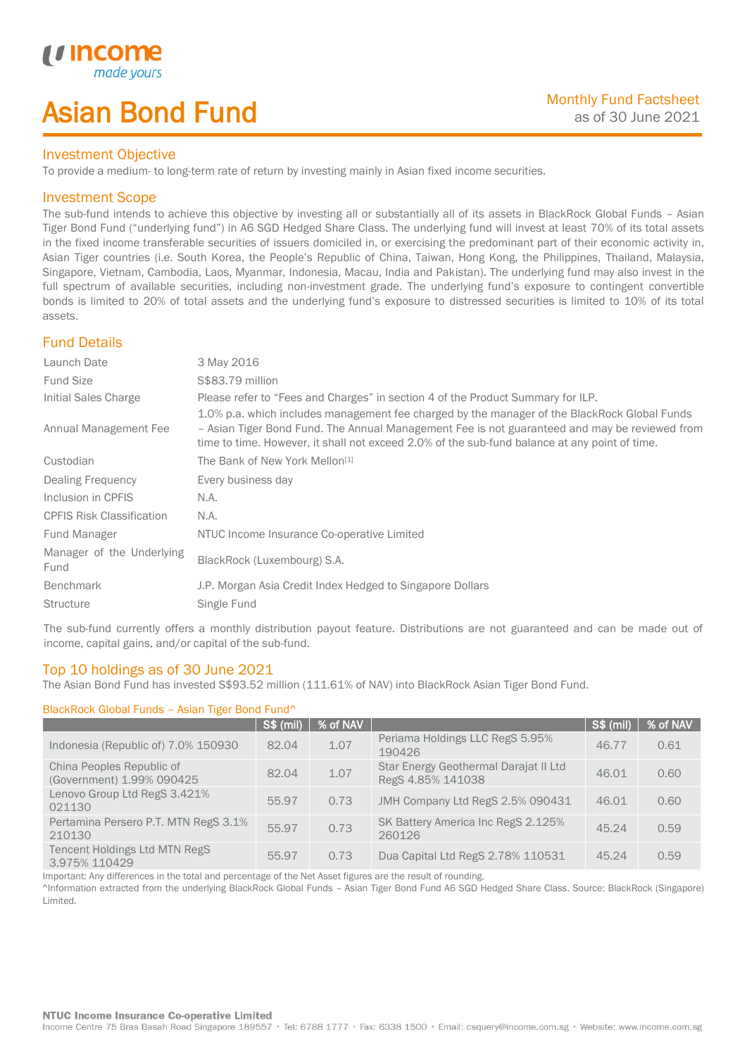# Asian Bond Fund

Monthly Fund Factsheet
as of 30 June 2021

## Investment Objective

To provide a medium- to long-term rate of return by investing mainly in Asian fixed income securities.

## Investment Scope

The sub-fund intends to achieve this objective by investing all or substantially all of its assets in BlackRock Global Funds – Asian Tiger Bond Fund ("underlying fund") in A6 SGD Hedged Share Class. The underlying fund will invest at least 70% of its total assets in the fixed income transferable securities of issuers domiciled in, or exercising the predominant part of their economic activity in, Asian Tiger countries (i.e. South Korea, the People's Republic of China, Taiwan, Hong Kong, the Philippines, Thailand, Malaysia, Singapore, Vietnam, Cambodia, Laos, Myanmar, Indonesia, Macau, India and Pakistan). The underlying fund may also invest in the full spectrum of available securities, including non-investment grade. The underlying fund's exposure to contingent convertible bonds is limited to 20% of total assets and the underlying fund's exposure to distressed securities is limited to 10% of its total assets.

## Fund Details

| | |
|---|---|
| Launch Date | 3 May 2016 |
| Fund Size | S$83.79 million |
| Initial Sales Charge | Please refer to "Fees and Charges" in section 4 of the Product Summary for ILP. |
| Annual Management Fee | 1.0% p.a. which includes management fee charged by the manager of the BlackRock Global Funds – Asian Tiger Bond Fund. The Annual Management Fee is not guaranteed and may be reviewed from time to time. However, it shall not exceed 2.0% of the sub-fund balance at any point of time. |
| Custodian | The Bank of New York Mellon[1] |
| Dealing Frequency | Every business day |
| Inclusion in CPFIS | N.A. |
| CPFIS Risk Classification | N.A. |
| Fund Manager | NTUC Income Insurance Co-operative Limited |
| Manager of the Underlying Fund | BlackRock (Luxembourg) S.A. |
| Benchmark | J.P. Morgan Asia Credit Index Hedged to Singapore Dollars |
| Structure | Single Fund |

The sub-fund currently offers a monthly distribution payout feature. Distributions are not guaranteed and can be made out of income, capital gains, and/or capital of the sub-fund.

## Top 10 holdings as of 30 June 2021

The Asian Bond Fund has invested S$93.52 million (111.61% of NAV) into BlackRock Asian Tiger Bond Fund.

BlackRock Global Funds – Asian Tiger Bond Fund^

| | S$ (mil) | % of NAV | | S$ (mil) | % of NAV |
|---|---|---|---|---|---|
| Indonesia (Republic of) 7.0% 150930 | 82.04 | 1.07 | Periama Holdings LLC RegS 5.95% 190426 | 46.77 | 0.61 |
| China Peoples Republic of (Government) 1.99% 090425 | 82.04 | 1.07 | Star Energy Geothermal Darajat II Ltd RegS 4.85% 141038 | 46.01 | 0.60 |
| Lenovo Group Ltd RegS 3.421% 021130 | 55.97 | 0.73 | JMH Company Ltd RegS 2.5% 090431 | 46.01 | 0.60 |
| Pertamina Persero P.T. MTN RegS 3.1% 210130 | 55.97 | 0.73 | SK Battery America Inc RegS 2.125% 260126 | 45.24 | 0.59 |
| Tencent Holdings Ltd MTN RegS 3.975% 110429 | 55.97 | 0.73 | Dua Capital Ltd RegS 2.78% 110531 | 45.24 | 0.59 |

Important: Any differences in the total and percentage of the Net Asset figures are the result of rounding.

^Information extracted from the underlying BlackRock Global Funds – Asian Tiger Bond Fund A6 SGD Hedged Share Class. Source: BlackRock (Singapore) Limited.

**NTUC Income Insurance Co-operative Limited**
Income Centre 75 Bras Basah Road Singapore 189557 • Tel: 6788 1777 • Fax: 6338 1500 • Email: csquery@income.com.sg • Website: www.income.com.sg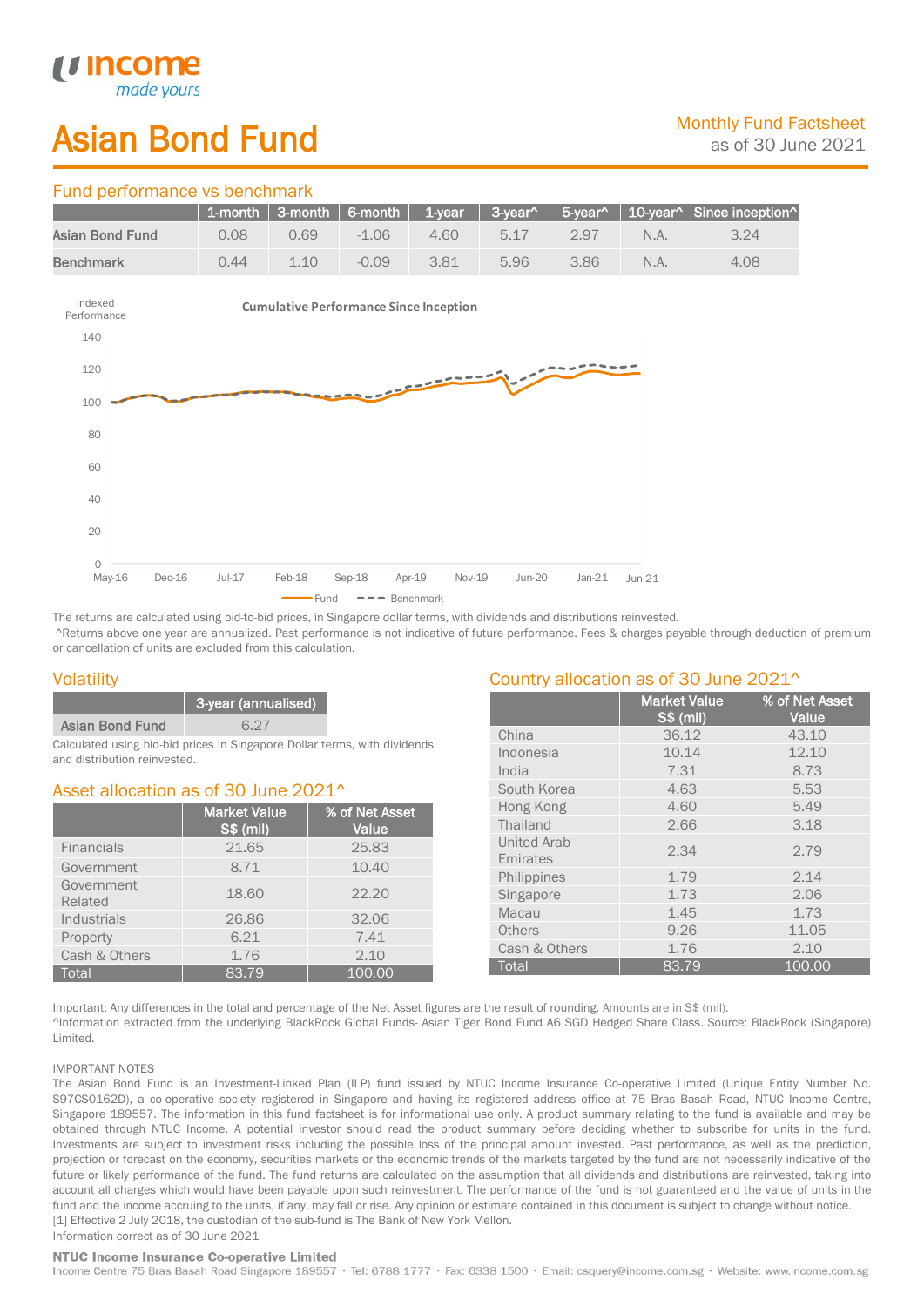# Asian Bond Fund

Monthly Fund Factsheet
as of 30 June 2021

## Fund performance vs benchmark

| | 1-month | 3-month | 6-month | 1-year | 3-year^ | 5-year^ | 10-year^ | Since inception^ |
|---|---|---|---|---|---|---|---|---|
| Asian Bond Fund | 0.08 | 0.69 | -1.06 | 4.60 | 5.17 | 2.97 | N.A. | 3.24 |
| Benchmark | 0.44 | 1.10 | -0.09 | 3.81 | 5.96 | 3.86 | N.A. | 4.08 |

Cumulative Performance Since Inception

Indexed Performance

140
120
100
80
60
40
20
0

May-16 Dec-16 Jul-17 Feb-18 Sep-18 Apr-19 Nov-19 Jun-20 Jan-21 Jun-21

Fund — Benchmark

The returns are calculated using bid-to-bid prices, in Singapore dollar terms, with dividends and distributions reinvested.
^Returns above one year are annualized. Past performance is not indicative of future performance. Fees & charges payable through deduction of premium or cancellation of units are excluded from this calculation.

## Volatility

| | 3-year (annualised) |
|---|---|
| Asian Bond Fund | 6.27 |

Calculated using bid-bid prices in Singapore Dollar terms, with dividends and distribution reinvested.

## Asset allocation as of 30 June 2021^

| | Market Value S$ (mil) | % of Net Asset Value |
|---|---|---|
| Financials | 21.65 | 25.83 |
| Government | 8.71 | 10.40 |
| Government Related | 18.60 | 22.20 |
| Industrials | 26.86 | 32.06 |
| Property | 6.21 | 7.41 |
| Cash & Others | 1.76 | 2.10 |
| Total | 83.79 | 100.00 |

## Country allocation as of 30 June 2021^

| | Market Value S$ (mil) | % of Net Asset Value |
|---|---|---|
| China | 36.12 | 43.10 |
| Indonesia | 10.14 | 12.10 |
| India | 7.31 | 8.73 |
| South Korea | 4.63 | 5.53 |
| Hong Kong | 4.60 | 5.49 |
| Thailand | 2.66 | 3.18 |
| United Arab Emirates | 2.34 | 2.79 |
| Philippines | 1.79 | 2.14 |
| Singapore | 1.73 | 2.06 |
| Macau | 1.45 | 1.73 |
| Others | 9.26 | 11.05 |
| Cash & Others | 1.76 | 2.10 |
| Total | 83.79 | 100.00 |

Important: Any differences in the total and percentage of the Net Asset figures are the result of rounding. Amounts are in S$ (mil).
^Information extracted from the underlying BlackRock Global Funds- Asian Tiger Bond Fund A6 SGD Hedged Share Class. Source: BlackRock (Singapore) Limited.

IMPORTANT NOTES
The Asian Bond Fund is an Investment-Linked Plan (ILP) fund issued by NTUC Income Insurance Co-operative Limited (Unique Entity Number No. S97CS0162D), a co-operative society registered in Singapore and having its registered address office at 75 Bras Basah Road, NTUC Income Centre, Singapore 189557. The information in this fund factsheet is for informational use only. A product summary relating to the fund is available and may be obtained through NTUC Income. A potential investor should read the product summary before deciding whether to subscribe for units in the fund. Investments are subject to investment risks including the possible loss of the principal amount invested. Past performance, as well as the prediction, projection or forecast on the economy, securities markets or the economic trends of the markets targeted by the fund are not necessarily indicative of the future or likely performance of the fund. The fund returns are calculated on the assumption that all dividends and distributions are reinvested, taking into account all charges which would have been payable upon such reinvestment. The performance of the fund is not guaranteed and the value of units in the fund and the income accruing to the units, if any, may fall or rise. Any opinion or estimate contained in this document is subject to change without notice.
[1] Effective 2 July 2018, the custodian of the sub-fund is The Bank of New York Mellon.
Information correct as of 30 June 2021

**NTUC Income Insurance Co-operative Limited**
Income Centre 75 Bras Basah Road Singapore 189557 • Tel: 6788 1777 • Fax: 6338 1500 • Email: csquery@income.com.sg • Website: www.income.com.sg